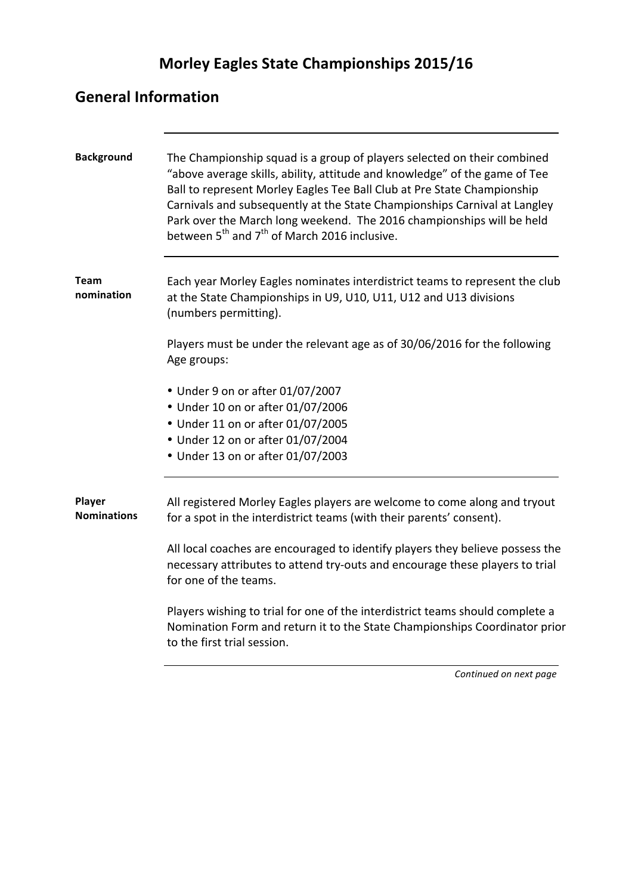# Morley Eagles State Championships 2015/16

## General Information

**Background**

The Championship squad is a group of players selected on their combined "above average skills, ability, attitude and knowledge" of the game of Tee Ball to represent Morley Eagles Tee Ball Club at Pre State Championship Carnivals and subsequently at the State Championships Carnival at Langley Park over the March long weekend. The 2016 championships will be held between 5th and 7th of March 2016 inclusive.

**Team nomination**

Each year Morley Eagles nominates interdistrict teams to represent the club at the State Championships in U9, U10, U11, U12 and U13 divisions (numbers permitting).

Players must be under the relevant age as of 30/06/2016 for the following Age groups:

- Under 9 on or after 01/07/2007
- Under 10 on or after 01/07/2006
- Under 11 on or after 01/07/2005
- Under 12 on or after 01/07/2004
- Under 13 on or after 01/07/2003

**Player Nominations**

All registered Morley Eagles players are welcome to come along and tryout for a spot in the interdistrict teams (with their parents' consent).

All local coaches are encouraged to identify players they believe possess the necessary attributes to attend try-outs and encourage these players to trial for one of the teams.

Players wishing to trial for one of the interdistrict teams should complete a Nomination Form and return it to the State Championships Coordinator prior to the first trial session.

*Continued on next page*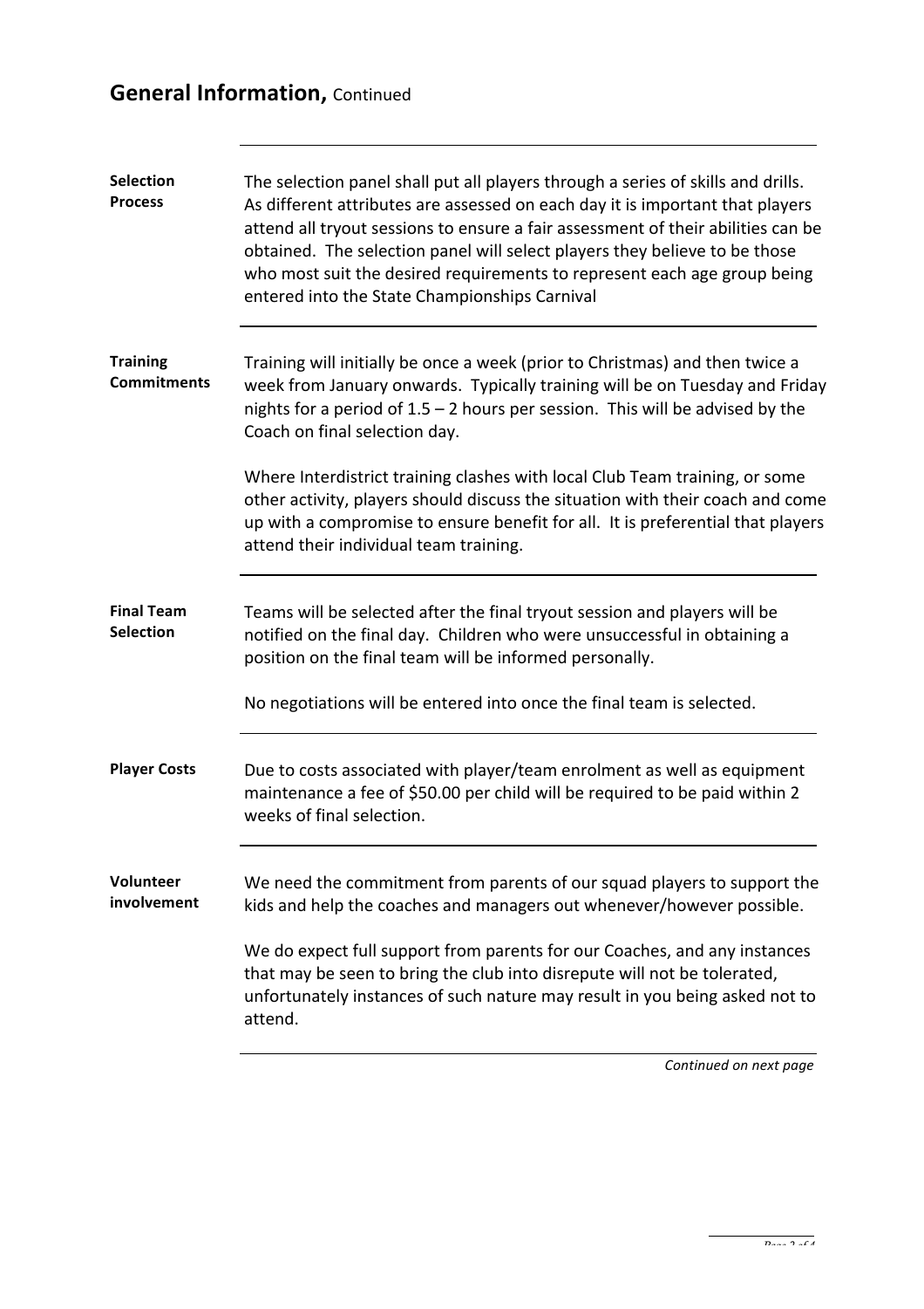## **General Information,** Continued

**Selection Process**

The selection panel shall put all players through a series of skills and drills. As different attributes are assessed on each day it is important that players attend all tryout sessions to ensure a fair assessment of their abilities can be obtained. The selection panel will select players they believe to be those who most suit the desired requirements to represent each age group being entered into the State Championships Carnival

**Training Commitments**

Training will initially be once a week (prior to Christmas) and then twice a week from January onwards. Typically training will be on Tuesday and Friday nights for a period of 1.5 – 2 hours per session. This will be advised by the Coach on final selection day.

Where Interdistrict training clashes with local Club Team training, or some other activity, players should discuss the situation with their coach and come up with a compromise to ensure benefit for all. It is preferential that players attend their individual team training.

**Final Team Selection**

Teams will be selected after the final tryout session and players will be notified on the final day. Children who were unsuccessful in obtaining a position on the final team will be informed personally.

No negotiations will be entered into once the final team is selected.

**Player Costs**

Due to costs associated with player/team enrolment as well as equipment maintenance a fee of $50.00 per child will be required to be paid within 2 weeks of final selection.

**Volunteer involvement**

We need the commitment from parents of our squad players to support the kids and help the coaches and managers out whenever/however possible.

We do expect full support from parents for our Coaches, and any instances that may be seen to bring the club into disrepute will not be tolerated, unfortunately instances of such nature may result in you being asked not to attend.

*Continued on next page*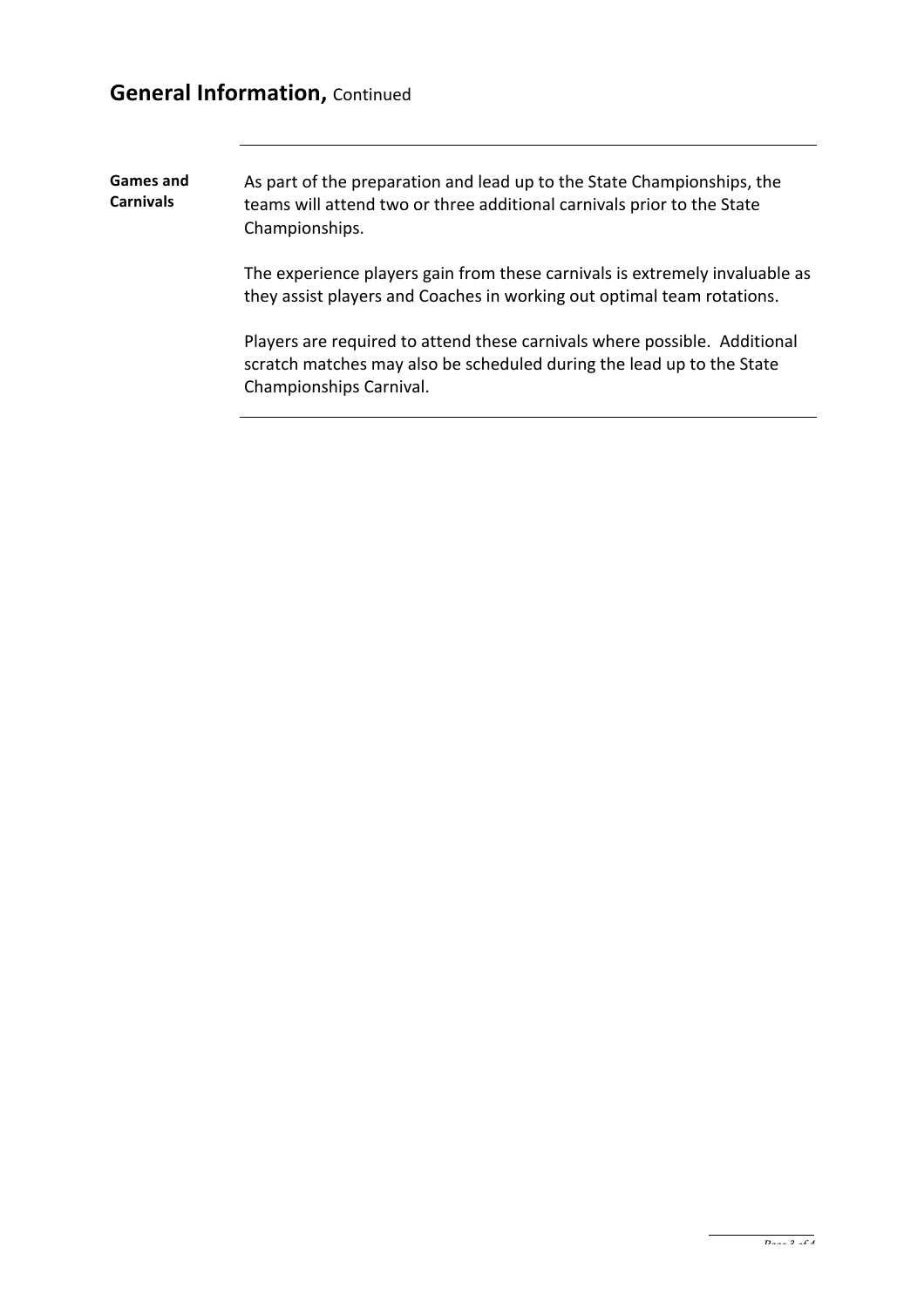## General Information, Continued

**Games and Carnivals**

As part of the preparation and lead up to the State Championships, the teams will attend two or three additional carnivals prior to the State Championships.

The experience players gain from these carnivals is extremely invaluable as they assist players and Coaches in working out optimal team rotations.

Players are required to attend these carnivals where possible. Additional scratch matches may also be scheduled during the lead up to the State Championships Carnival.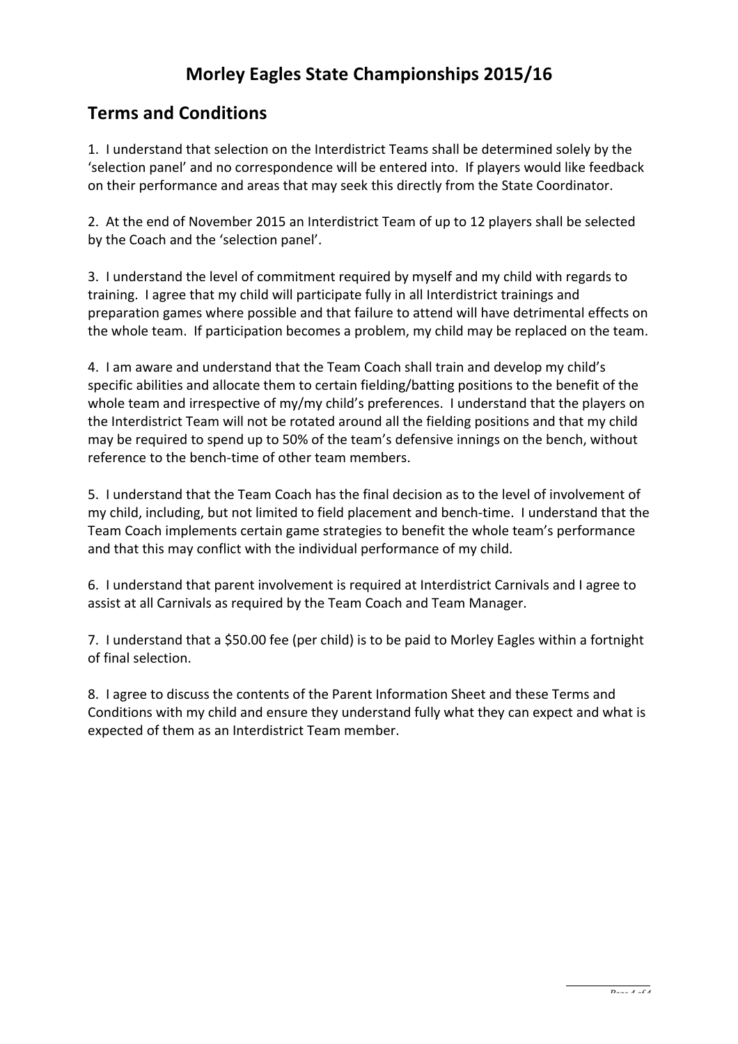# Morley Eagles State Championships 2015/16

## Terms and Conditions

1. I understand that selection on the Interdistrict Teams shall be determined solely by the 'selection panel' and no correspondence will be entered into. If players would like feedback on their performance and areas that may seek this directly from the State Coordinator.

2. At the end of November 2015 an Interdistrict Team of up to 12 players shall be selected by the Coach and the 'selection panel'.

3. I understand the level of commitment required by myself and my child with regards to training. I agree that my child will participate fully in all Interdistrict trainings and preparation games where possible and that failure to attend will have detrimental effects on the whole team. If participation becomes a problem, my child may be replaced on the team.

4. I am aware and understand that the Team Coach shall train and develop my child's specific abilities and allocate them to certain fielding/batting positions to the benefit of the whole team and irrespective of my/my child's preferences. I understand that the players on the Interdistrict Team will not be rotated around all the fielding positions and that my child may be required to spend up to 50% of the team's defensive innings on the bench, without reference to the bench-time of other team members.

5. I understand that the Team Coach has the final decision as to the level of involvement of my child, including, but not limited to field placement and bench-time. I understand that the Team Coach implements certain game strategies to benefit the whole team's performance and that this may conflict with the individual performance of my child.

6. I understand that parent involvement is required at Interdistrict Carnivals and I agree to assist at all Carnivals as required by the Team Coach and Team Manager.

7. I understand that a $50.00 fee (per child) is to be paid to Morley Eagles within a fortnight of final selection.

8. I agree to discuss the contents of the Parent Information Sheet and these Terms and Conditions with my child and ensure they understand fully what they can expect and what is expected of them as an Interdistrict Team member.